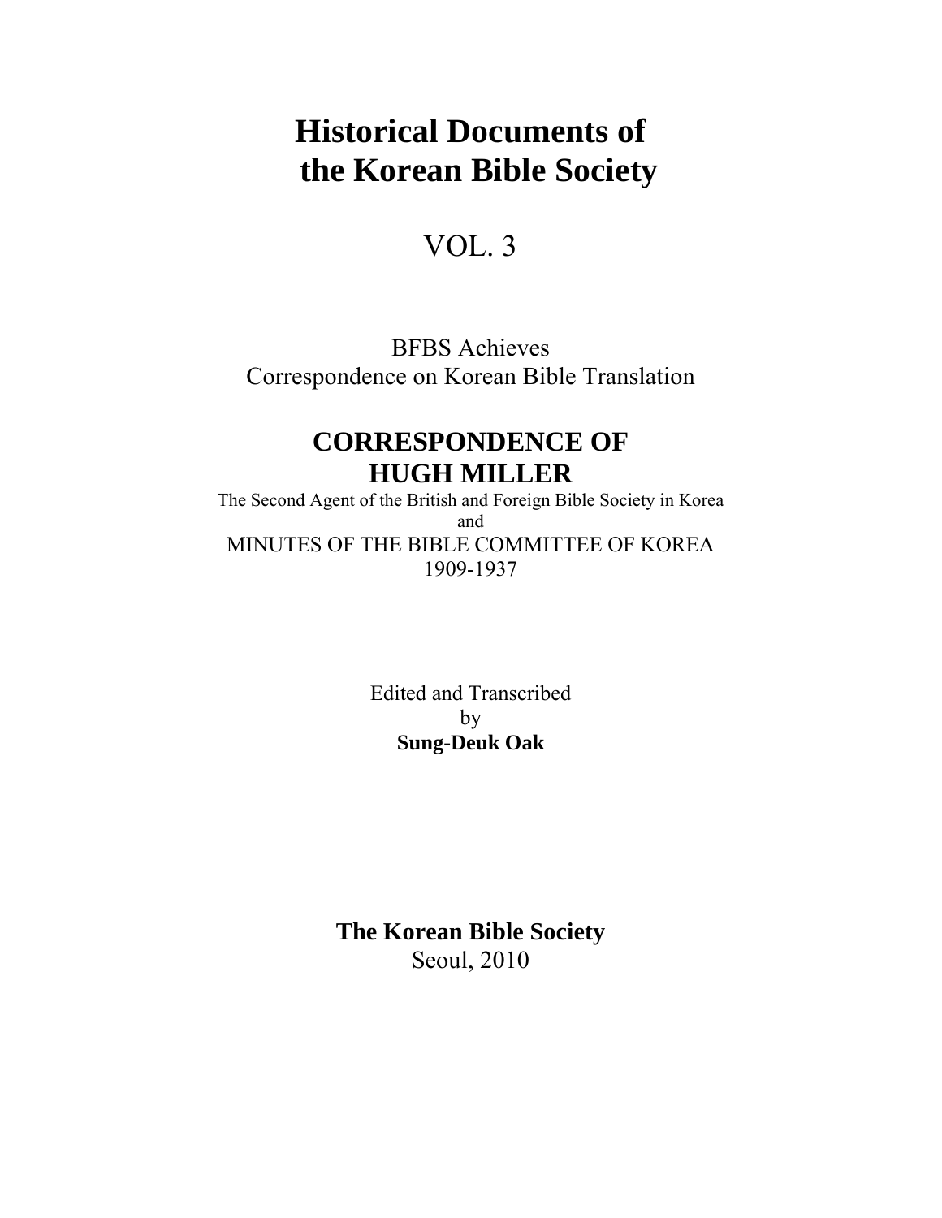# Historical Documents of the Korean Bible Society

VOL. 3

BFBS Achieves
Correspondence on Korean Bible Translation

## CORRESPONDENCE OF HUGH MILLER

The Second Agent of the British and Foreign Bible Society in Korea
and
MINUTES OF THE BIBLE COMMITTEE OF KOREA
1909-1937

Edited and Transcribed
by
**Sung-Deuk Oak**

**The Korean Bible Society**
Seoul, 2010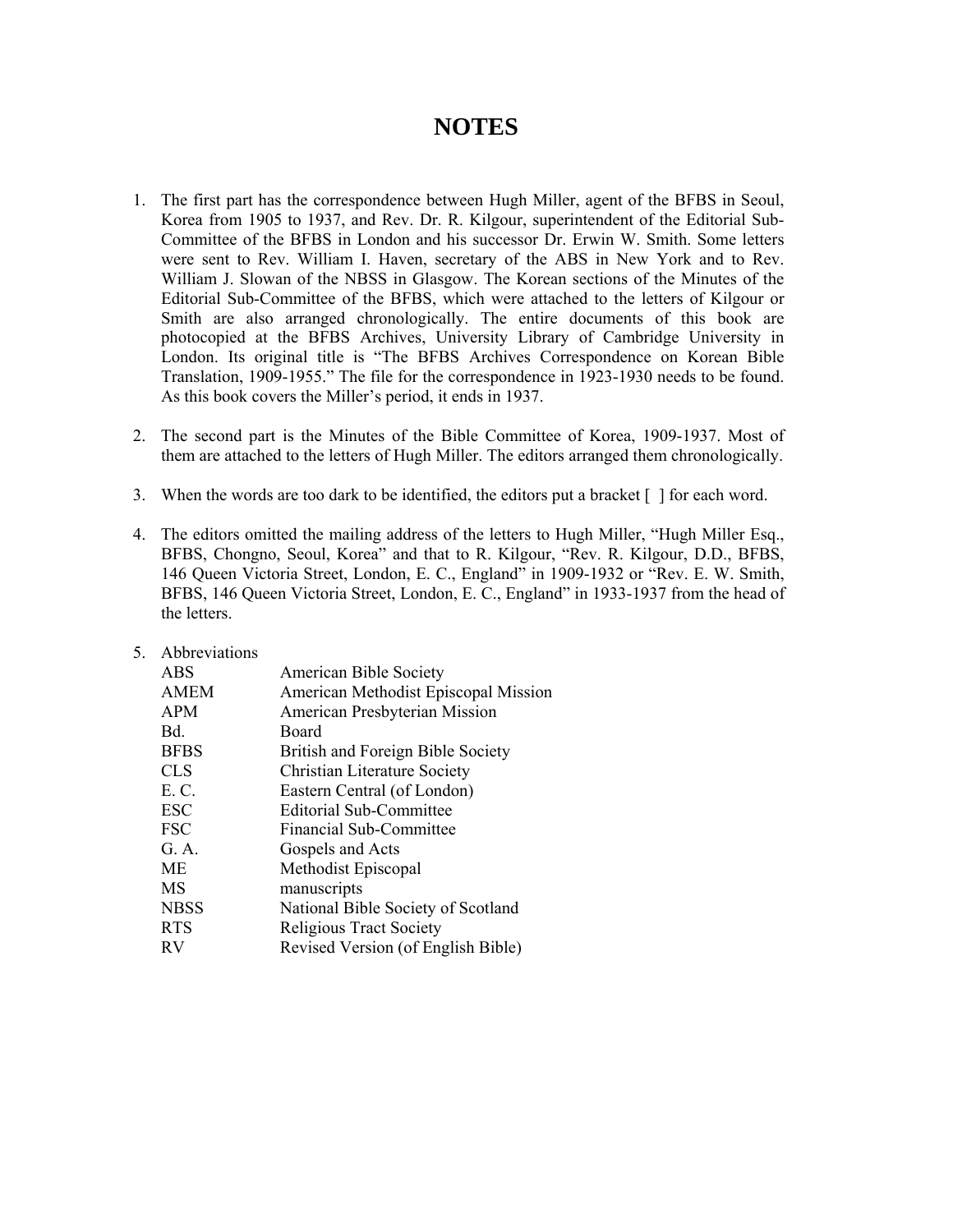# NOTES

1. The first part has the correspondence between Hugh Miller, agent of the BFBS in Seoul, Korea from 1905 to 1937, and Rev. Dr. R. Kilgour, superintendent of the Editorial Sub-Committee of the BFBS in London and his successor Dr. Erwin W. Smith. Some letters were sent to Rev. William I. Haven, secretary of the ABS in New York and to Rev. William J. Slowan of the NBSS in Glasgow. The Korean sections of the Minutes of the Editorial Sub-Committee of the BFBS, which were attached to the letters of Kilgour or Smith are also arranged chronologically. The entire documents of this book are photocopied at the BFBS Archives, University Library of Cambridge University in London. Its original title is "The BFBS Archives Correspondence on Korean Bible Translation, 1909-1955." The file for the correspondence in 1923-1930 needs to be found. As this book covers the Miller's period, it ends in 1937.

2. The second part is the Minutes of the Bible Committee of Korea, 1909-1937. Most of them are attached to the letters of Hugh Miller. The editors arranged them chronologically.

3. When the words are too dark to be identified, the editors put a bracket [ ] for each word.

4. The editors omitted the mailing address of the letters to Hugh Miller, "Hugh Miller Esq., BFBS, Chongno, Seoul, Korea" and that to R. Kilgour, "Rev. R. Kilgour, D.D., BFBS, 146 Queen Victoria Street, London, E. C., England" in 1909-1932 or "Rev. E. W. Smith, BFBS, 146 Queen Victoria Street, London, E. C., England" in 1933-1937 from the head of the letters.

5. Abbreviations

| | |
|---|---|
| ABS | American Bible Society |
| AMEM | American Methodist Episcopal Mission |
| APM | American Presbyterian Mission |
| Bd. | Board |
| BFBS | British and Foreign Bible Society |
| CLS | Christian Literature Society |
| E. C. | Eastern Central (of London) |
| ESC | Editorial Sub-Committee |
| FSC | Financial Sub-Committee |
| G. A. | Gospels and Acts |
| ME | Methodist Episcopal |
| MS | manuscripts |
| NBSS | National Bible Society of Scotland |
| RTS | Religious Tract Society |
| RV | Revised Version (of English Bible) |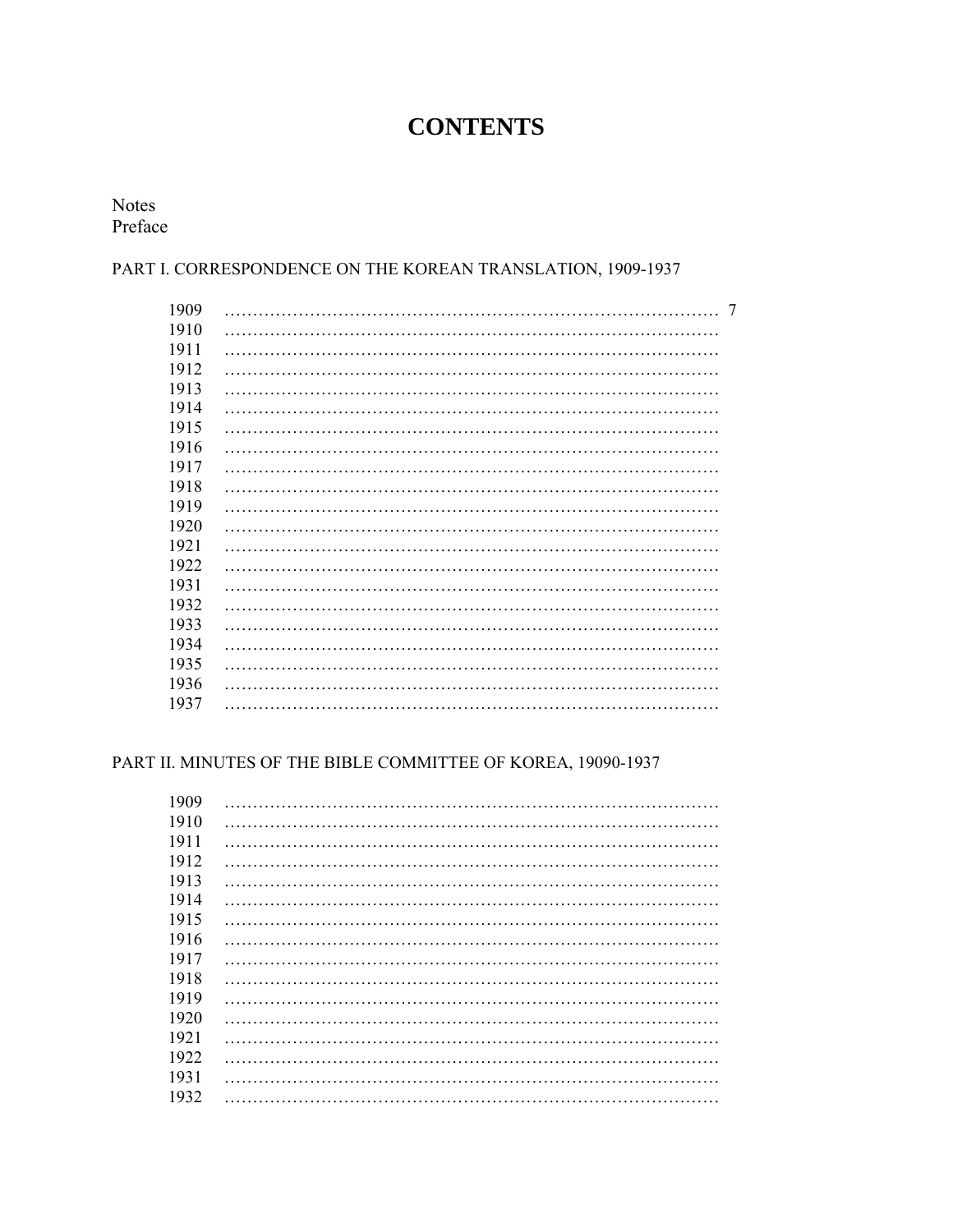# CONTENTS

Notes
Preface

PART I. CORRESPONDENCE ON THE KOREAN TRANSLATION, 1909-1937

- 1909 ………… 7
- 1910 …………
- 1911 …………
- 1912 …………
- 1913 …………
- 1914 …………
- 1915 …………
- 1916 …………
- 1917 …………
- 1918 …………
- 1919 …………
- 1920 …………
- 1921 …………
- 1922 …………
- 1931 …………
- 1932 …………
- 1933 …………
- 1934 …………
- 1935 …………
- 1936 …………
- 1937 …………

PART II. MINUTES OF THE BIBLE COMMITTEE OF KOREA, 19090-1937

- 1909 …………
- 1910 …………
- 1911 …………
- 1912 …………
- 1913 …………
- 1914 …………
- 1915 …………
- 1916 …………
- 1917 …………
- 1918 …………
- 1919 …………
- 1920 …………
- 1921 …………
- 1922 …………
- 1931 …………
- 1932 …………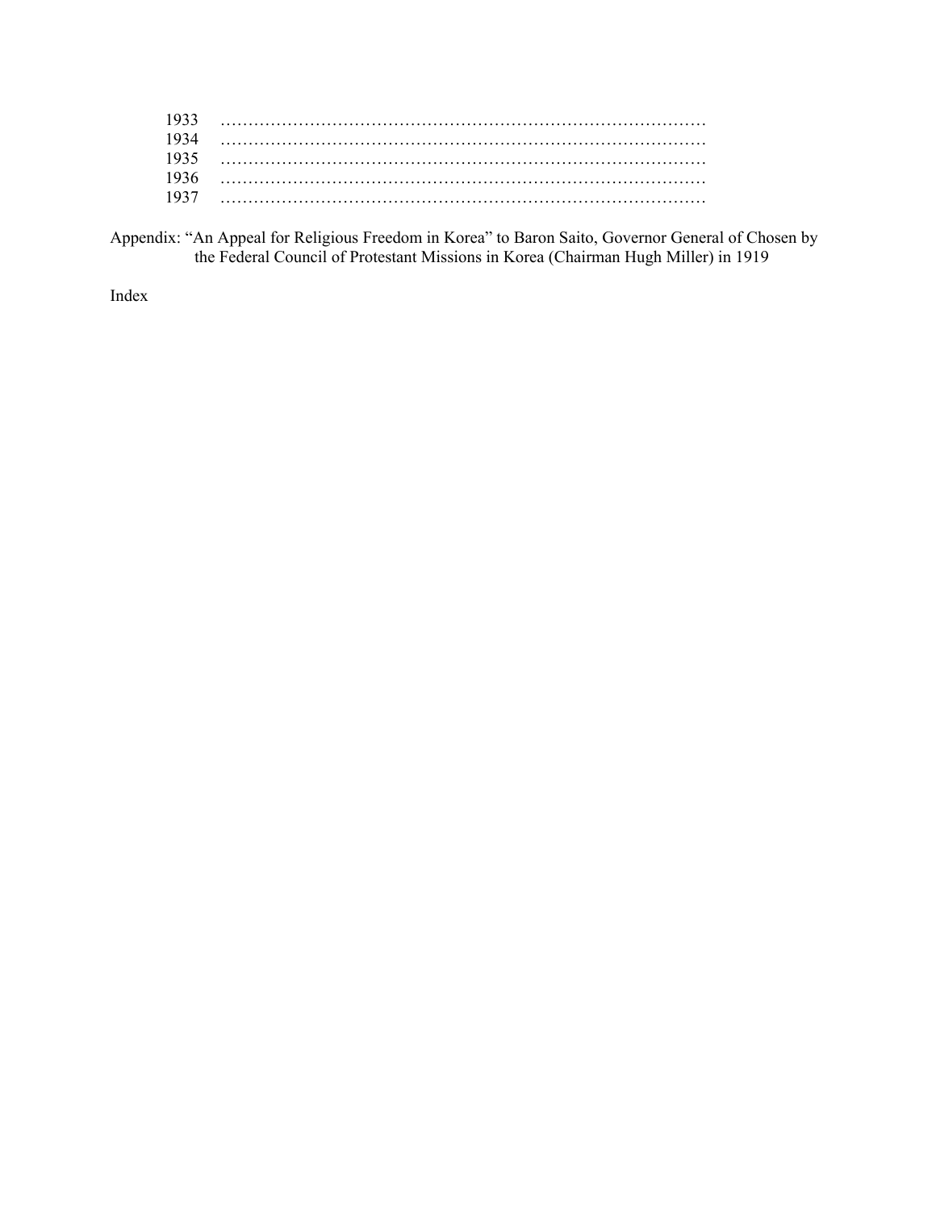1933 …………………………………………………………………………

1934 …………………………………………………………………………

1935 …………………………………………………………………………

1936 …………………………………………………………………………

1937 …………………………………………………………………………

Appendix: “An Appeal for Religious Freedom in Korea” to Baron Saito, Governor General of Chosen by the Federal Council of Protestant Missions in Korea (Chairman Hugh Miller) in 1919

Index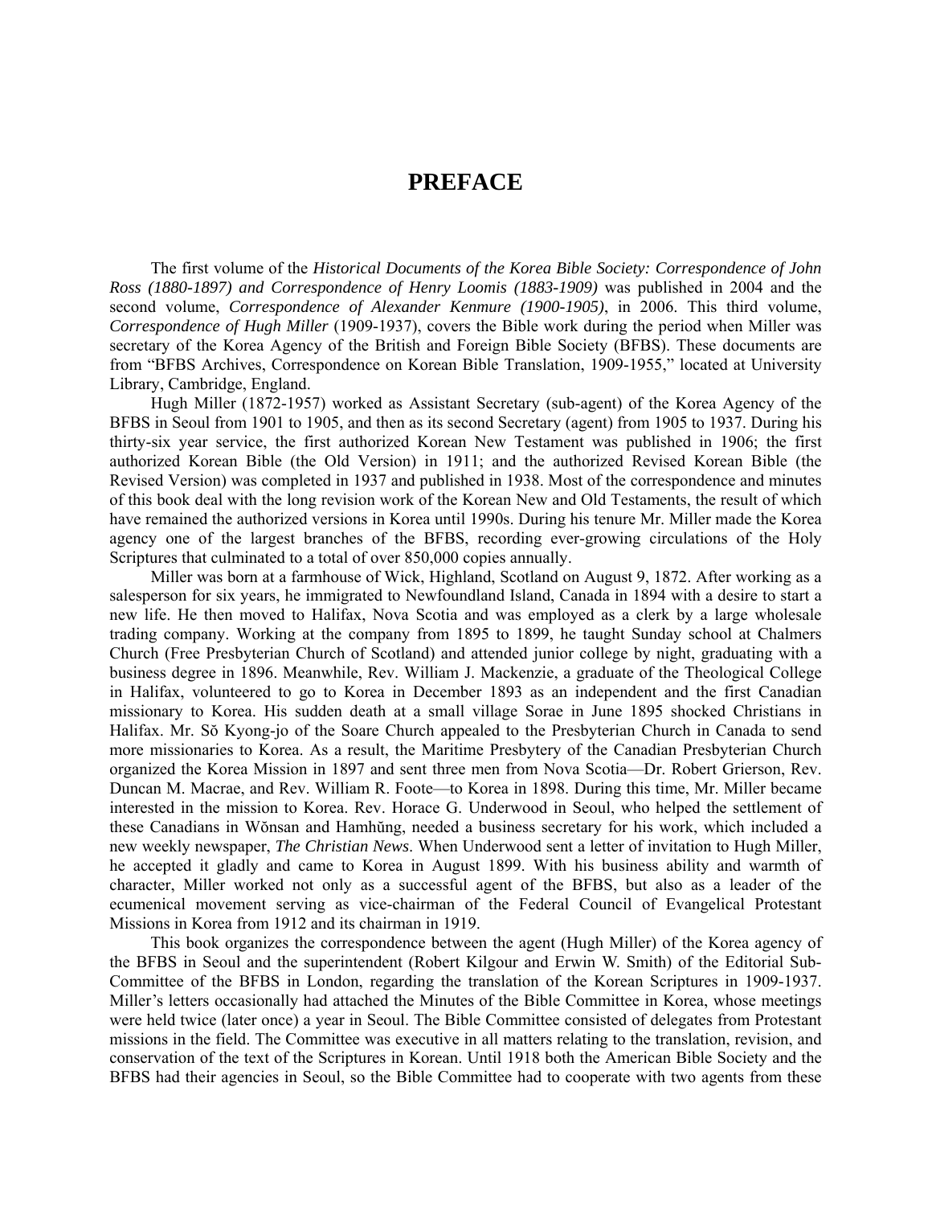# PREFACE

The first volume of the *Historical Documents of the Korea Bible Society: Correspondence of John Ross (1880-1897) and Correspondence of Henry Loomis (1883-1909)* was published in 2004 and the second volume, *Correspondence of Alexander Kenmure (1900-1905)*, in 2006. This third volume, *Correspondence of Hugh Miller* (1909-1937), covers the Bible work during the period when Miller was secretary of the Korea Agency of the British and Foreign Bible Society (BFBS). These documents are from "BFBS Archives, Correspondence on Korean Bible Translation, 1909-1955," located at University Library, Cambridge, England.

Hugh Miller (1872-1957) worked as Assistant Secretary (sub-agent) of the Korea Agency of the BFBS in Seoul from 1901 to 1905, and then as its second Secretary (agent) from 1905 to 1937. During his thirty-six year service, the first authorized Korean New Testament was published in 1906; the first authorized Korean Bible (the Old Version) in 1911; and the authorized Revised Korean Bible (the Revised Version) was completed in 1937 and published in 1938. Most of the correspondence and minutes of this book deal with the long revision work of the Korean New and Old Testaments, the result of which have remained the authorized versions in Korea until 1990s. During his tenure Mr. Miller made the Korea agency one of the largest branches of the BFBS, recording ever-growing circulations of the Holy Scriptures that culminated to a total of over 850,000 copies annually.

Miller was born at a farmhouse of Wick, Highland, Scotland on August 9, 1872. After working as a salesperson for six years, he immigrated to Newfoundland Island, Canada in 1894 with a desire to start a new life. He then moved to Halifax, Nova Scotia and was employed as a clerk by a large wholesale trading company. Working at the company from 1895 to 1899, he taught Sunday school at Chalmers Church (Free Presbyterian Church of Scotland) and attended junior college by night, graduating with a business degree in 1896. Meanwhile, Rev. William J. Mackenzie, a graduate of the Theological College in Halifax, volunteered to go to Korea in December 1893 as an independent and the first Canadian missionary to Korea. His sudden death at a small village Sorae in June 1895 shocked Christians in Halifax. Mr. Sŏ Kyong-jo of the Soare Church appealed to the Presbyterian Church in Canada to send more missionaries to Korea. As a result, the Maritime Presbytery of the Canadian Presbyterian Church organized the Korea Mission in 1897 and sent three men from Nova Scotia—Dr. Robert Grierson, Rev. Duncan M. Macrae, and Rev. William R. Foote—to Korea in 1898. During this time, Mr. Miller became interested in the mission to Korea. Rev. Horace G. Underwood in Seoul, who helped the settlement of these Canadians in Wŏnsan and Hamhŭng, needed a business secretary for his work, which included a new weekly newspaper, *The Christian News*. When Underwood sent a letter of invitation to Hugh Miller, he accepted it gladly and came to Korea in August 1899. With his business ability and warmth of character, Miller worked not only as a successful agent of the BFBS, but also as a leader of the ecumenical movement serving as vice-chairman of the Federal Council of Evangelical Protestant Missions in Korea from 1912 and its chairman in 1919.

This book organizes the correspondence between the agent (Hugh Miller) of the Korea agency of the BFBS in Seoul and the superintendent (Robert Kilgour and Erwin W. Smith) of the Editorial Sub-Committee of the BFBS in London, regarding the translation of the Korean Scriptures in 1909-1937. Miller's letters occasionally had attached the Minutes of the Bible Committee in Korea, whose meetings were held twice (later once) a year in Seoul. The Bible Committee consisted of delegates from Protestant missions in the field. The Committee was executive in all matters relating to the translation, revision, and conservation of the text of the Scriptures in Korean. Until 1918 both the American Bible Society and the BFBS had their agencies in Seoul, so the Bible Committee had to cooperate with two agents from these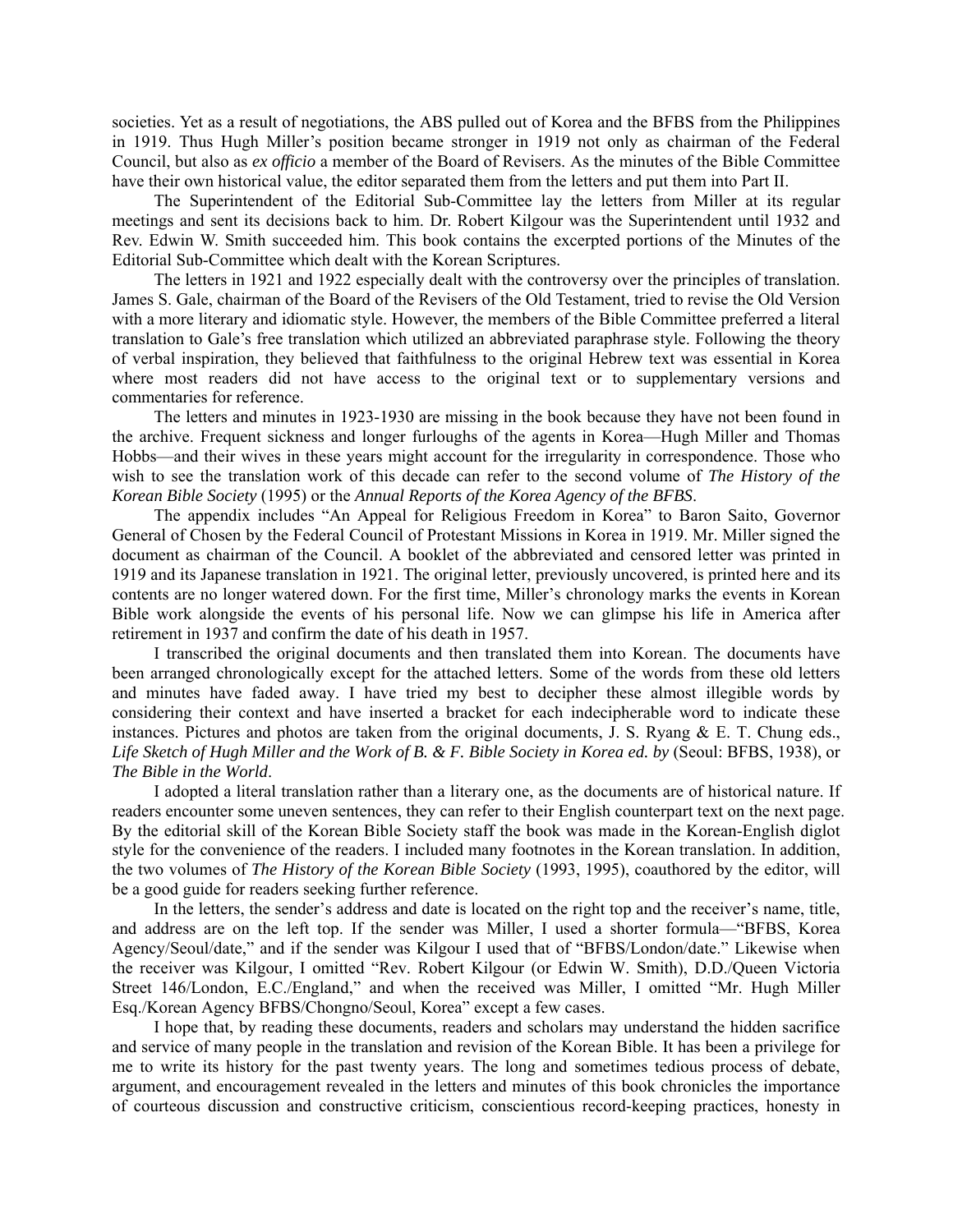societies. Yet as a result of negotiations, the ABS pulled out of Korea and the BFBS from the Philippines in 1919. Thus Hugh Miller's position became stronger in 1919 not only as chairman of the Federal Council, but also as *ex officio* a member of the Board of Revisers. As the minutes of the Bible Committee have their own historical value, the editor separated them from the letters and put them into Part II.

The Superintendent of the Editorial Sub-Committee lay the letters from Miller at its regular meetings and sent its decisions back to him. Dr. Robert Kilgour was the Superintendent until 1932 and Rev. Edwin W. Smith succeeded him. This book contains the excerpted portions of the Minutes of the Editorial Sub-Committee which dealt with the Korean Scriptures.

The letters in 1921 and 1922 especially dealt with the controversy over the principles of translation. James S. Gale, chairman of the Board of the Revisers of the Old Testament, tried to revise the Old Version with a more literary and idiomatic style. However, the members of the Bible Committee preferred a literal translation to Gale's free translation which utilized an abbreviated paraphrase style. Following the theory of verbal inspiration, they believed that faithfulness to the original Hebrew text was essential in Korea where most readers did not have access to the original text or to supplementary versions and commentaries for reference.

The letters and minutes in 1923-1930 are missing in the book because they have not been found in the archive. Frequent sickness and longer furloughs of the agents in Korea—Hugh Miller and Thomas Hobbs—and their wives in these years might account for the irregularity in correspondence. Those who wish to see the translation work of this decade can refer to the second volume of *The History of the Korean Bible Society* (1995) or the *Annual Reports of the Korea Agency of the BFBS*.

The appendix includes "An Appeal for Religious Freedom in Korea" to Baron Saito, Governor General of Chosen by the Federal Council of Protestant Missions in Korea in 1919. Mr. Miller signed the document as chairman of the Council. A booklet of the abbreviated and censored letter was printed in 1919 and its Japanese translation in 1921. The original letter, previously uncovered, is printed here and its contents are no longer watered down. For the first time, Miller's chronology marks the events in Korean Bible work alongside the events of his personal life. Now we can glimpse his life in America after retirement in 1937 and confirm the date of his death in 1957.

I transcribed the original documents and then translated them into Korean. The documents have been arranged chronologically except for the attached letters. Some of the words from these old letters and minutes have faded away. I have tried my best to decipher these almost illegible words by considering their context and have inserted a bracket for each indecipherable word to indicate these instances. Pictures and photos are taken from the original documents, J. S. Ryang & E. T. Chung eds., *Life Sketch of Hugh Miller and the Work of B. & F. Bible Society in Korea ed. by* (Seoul: BFBS, 1938), or *The Bible in the World*.

I adopted a literal translation rather than a literary one, as the documents are of historical nature. If readers encounter some uneven sentences, they can refer to their English counterpart text on the next page. By the editorial skill of the Korean Bible Society staff the book was made in the Korean-English diglot style for the convenience of the readers. I included many footnotes in the Korean translation. In addition, the two volumes of *The History of the Korean Bible Society* (1993, 1995), coauthored by the editor, will be a good guide for readers seeking further reference.

In the letters, the sender's address and date is located on the right top and the receiver's name, title, and address are on the left top. If the sender was Miller, I used a shorter formula—"BFBS, Korea Agency/Seoul/date," and if the sender was Kilgour I used that of "BFBS/London/date." Likewise when the receiver was Kilgour, I omitted "Rev. Robert Kilgour (or Edwin W. Smith), D.D./Queen Victoria Street 146/London, E.C./England," and when the received was Miller, I omitted "Mr. Hugh Miller Esq./Korean Agency BFBS/Chongno/Seoul, Korea" except a few cases.

I hope that, by reading these documents, readers and scholars may understand the hidden sacrifice and service of many people in the translation and revision of the Korean Bible. It has been a privilege for me to write its history for the past twenty years. The long and sometimes tedious process of debate, argument, and encouragement revealed in the letters and minutes of this book chronicles the importance of courteous discussion and constructive criticism, conscientious record-keeping practices, honesty in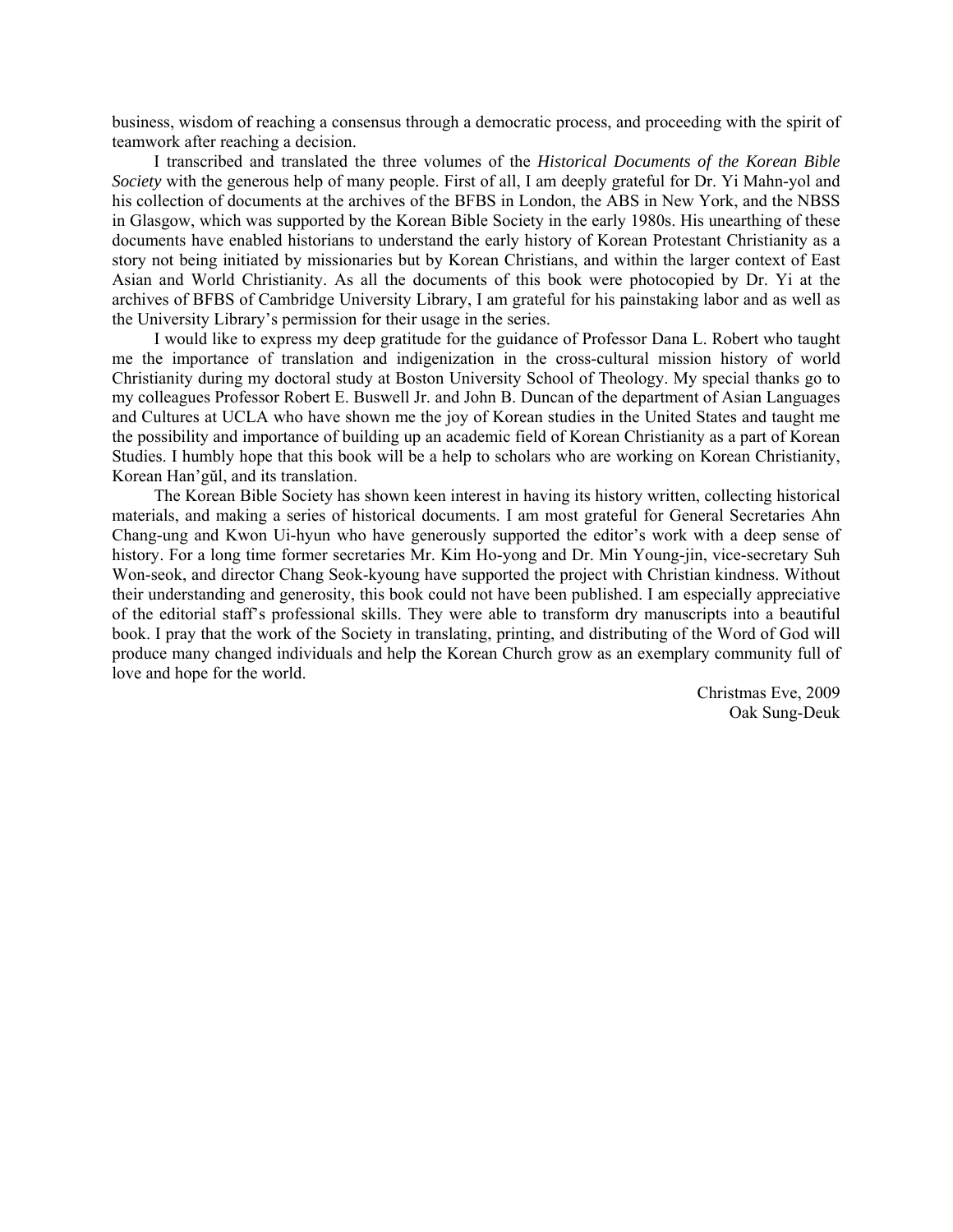business, wisdom of reaching a consensus through a democratic process, and proceeding with the spirit of teamwork after reaching a decision.

I transcribed and translated the three volumes of the *Historical Documents of the Korean Bible Society* with the generous help of many people. First of all, I am deeply grateful for Dr. Yi Mahn-yol and his collection of documents at the archives of the BFBS in London, the ABS in New York, and the NBSS in Glasgow, which was supported by the Korean Bible Society in the early 1980s. His unearthing of these documents have enabled historians to understand the early history of Korean Protestant Christianity as a story not being initiated by missionaries but by Korean Christians, and within the larger context of East Asian and World Christianity. As all the documents of this book were photocopied by Dr. Yi at the archives of BFBS of Cambridge University Library, I am grateful for his painstaking labor and as well as the University Library's permission for their usage in the series.

I would like to express my deep gratitude for the guidance of Professor Dana L. Robert who taught me the importance of translation and indigenization in the cross-cultural mission history of world Christianity during my doctoral study at Boston University School of Theology. My special thanks go to my colleagues Professor Robert E. Buswell Jr. and John B. Duncan of the department of Asian Languages and Cultures at UCLA who have shown me the joy of Korean studies in the United States and taught me the possibility and importance of building up an academic field of Korean Christianity as a part of Korean Studies. I humbly hope that this book will be a help to scholars who are working on Korean Christianity, Korean Han'gŭl, and its translation.

The Korean Bible Society has shown keen interest in having its history written, collecting historical materials, and making a series of historical documents. I am most grateful for General Secretaries Ahn Chang-ung and Kwon Ui-hyun who have generously supported the editor's work with a deep sense of history. For a long time former secretaries Mr. Kim Ho-yong and Dr. Min Young-jin, vice-secretary Suh Won-seok, and director Chang Seok-kyoung have supported the project with Christian kindness. Without their understanding and generosity, this book could not have been published. I am especially appreciative of the editorial staff's professional skills. They were able to transform dry manuscripts into a beautiful book. I pray that the work of the Society in translating, printing, and distributing of the Word of God will produce many changed individuals and help the Korean Church grow as an exemplary community full of love and hope for the world.

Christmas Eve, 2009
Oak Sung-Deuk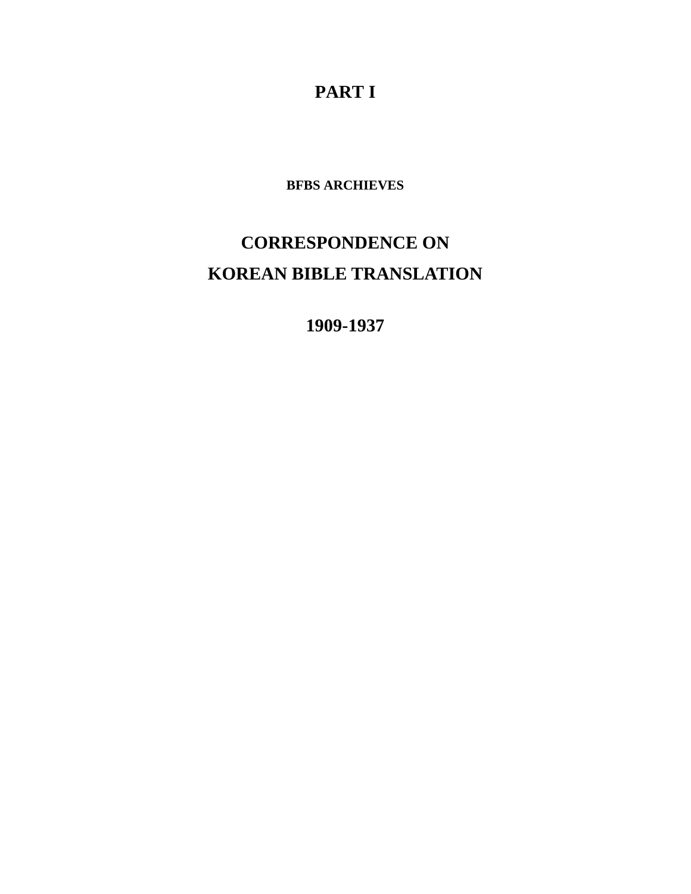# PART I

### BFBS ARCHIEVES

## CORRESPONDENCE ON
## KOREAN BIBLE TRANSLATION

## 1909-1937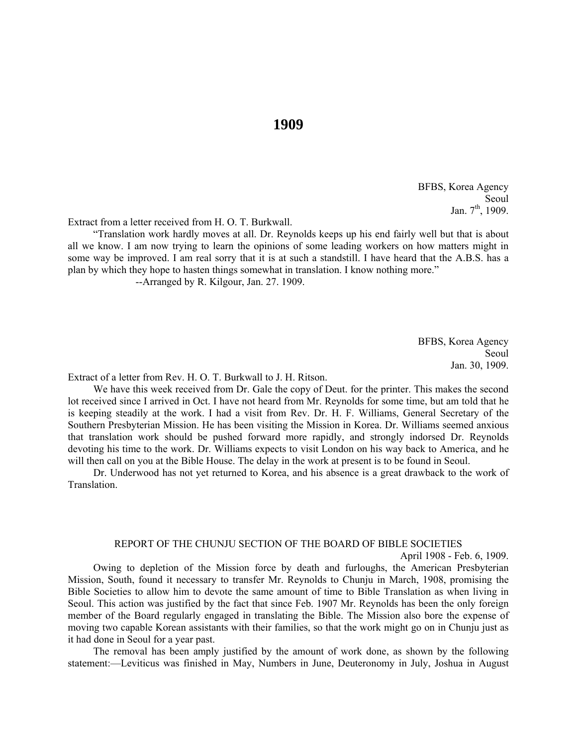# 1909

BFFS, Korea Agency
Seoul
Jan. 7th, 1909.

Extract from a letter received from H. O. T. Burkwall.

"Translation work hardly moves at all. Dr. Reynolds keeps up his end fairly well but that is about all we know. I am now trying to learn the opinions of some leading workers on how matters might in some way be improved. I am real sorry that it is at such a standstill. I have heard that the A.B.S. has a plan by which they hope to hasten things somewhat in translation. I know nothing more."

--Arranged by R. Kilgour, Jan. 27. 1909.

BFBS, Korea Agency
Seoul
Jan. 30, 1909.

Extract of a letter from Rev. H. O. T. Burkwall to J. H. Ritson.

We have this week received from Dr. Gale the copy of Deut. for the printer. This makes the second lot received since I arrived in Oct. I have not heard from Mr. Reynolds for some time, but am told that he is keeping steadily at the work. I had a visit from Rev. Dr. H. F. Williams, General Secretary of the Southern Presbyterian Mission. He has been visiting the Mission in Korea. Dr. Williams seemed anxious that translation work should be pushed forward more rapidly, and strongly indorsed Dr. Reynolds devoting his time to the work. Dr. Williams expects to visit London on his way back to America, and he will then call on you at the Bible House. The delay in the work at present is to be found in Seoul.

Dr. Underwood has not yet returned to Korea, and his absence is a great drawback to the work of Translation.

REPORT OF THE CHUNJU SECTION OF THE BOARD OF BIBLE SOCIETIES

April 1908 - Feb. 6, 1909.

Owing to depletion of the Mission force by death and furloughs, the American Presbyterian Mission, South, found it necessary to transfer Mr. Reynolds to Chunju in March, 1908, promising the Bible Societies to allow him to devote the same amount of time to Bible Translation as when living in Seoul. This action was justified by the fact that since Feb. 1907 Mr. Reynolds has been the only foreign member of the Board regularly engaged in translating the Bible. The Mission also bore the expense of moving two capable Korean assistants with their families, so that the work might go on in Chunju just as it had done in Seoul for a year past.

The removal has been amply justified by the amount of work done, as shown by the following statement:—Leviticus was finished in May, Numbers in June, Deuteronomy in July, Joshua in August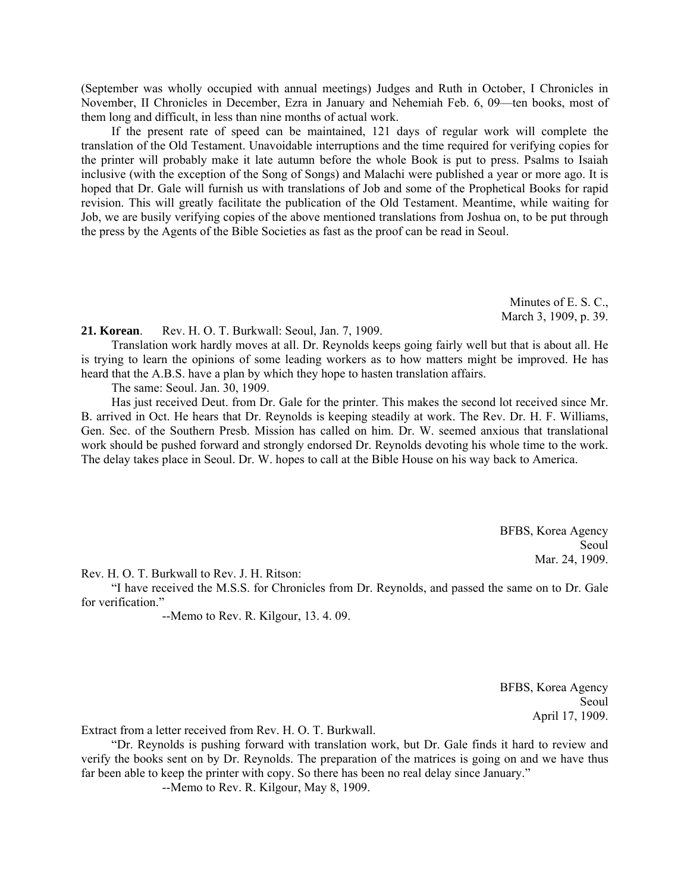(September was wholly occupied with annual meetings) Judges and Ruth in October, I Chronicles in November, II Chronicles in December, Ezra in January and Nehemiah Feb. 6, 09—ten books, most of them long and difficult, in less than nine months of actual work.

If the present rate of speed can be maintained, 121 days of regular work will complete the translation of the Old Testament. Unavoidable interruptions and the time required for verifying copies for the printer will probably make it late autumn before the whole Book is put to press. Psalms to Isaiah inclusive (with the exception of the Song of Songs) and Malachi were published a year or more ago. It is hoped that Dr. Gale will furnish us with translations of Job and some of the Prophetical Books for rapid revision. This will greatly facilitate the publication of the Old Testament. Meantime, while waiting for Job, we are busily verifying copies of the above mentioned translations from Joshua on, to be put through the press by the Agents of the Bible Societies as fast as the proof can be read in Seoul.

Minutes of E. S. C.,
March 3, 1909, p. 39.

**21. Korean**. Rev. H. O. T. Burkwall: Seoul, Jan. 7, 1909.

Translation work hardly moves at all. Dr. Reynolds keeps going fairly well but that is about all. He is trying to learn the opinions of some leading workers as to how matters might be improved. He has heard that the A.B.S. have a plan by which they hope to hasten translation affairs.

The same: Seoul. Jan. 30, 1909.

Has just received Deut. from Dr. Gale for the printer. This makes the second lot received since Mr. B. arrived in Oct. He hears that Dr. Reynolds is keeping steadily at work. The Rev. Dr. H. F. Williams, Gen. Sec. of the Southern Presb. Mission has called on him. Dr. W. seemed anxious that translational work should be pushed forward and strongly endorsed Dr. Reynolds devoting his whole time to the work. The delay takes place in Seoul. Dr. W. hopes to call at the Bible House on his way back to America.

BFBS, Korea Agency
Seoul
Mar. 24, 1909.

Rev. H. O. T. Burkwall to Rev. J. H. Ritson:

"I have received the M.S.S. for Chronicles from Dr. Reynolds, and passed the same on to Dr. Gale for verification."

--Memo to Rev. R. Kilgour, 13. 4. 09.

BFBS, Korea Agency
Seoul
April 17, 1909.

Extract from a letter received from Rev. H. O. T. Burkwall.

"Dr. Reynolds is pushing forward with translation work, but Dr. Gale finds it hard to review and verify the books sent on by Dr. Reynolds. The preparation of the matrices is going on and we have thus far been able to keep the printer with copy. So there has been no real delay since January."

--Memo to Rev. R. Kilgour, May 8, 1909.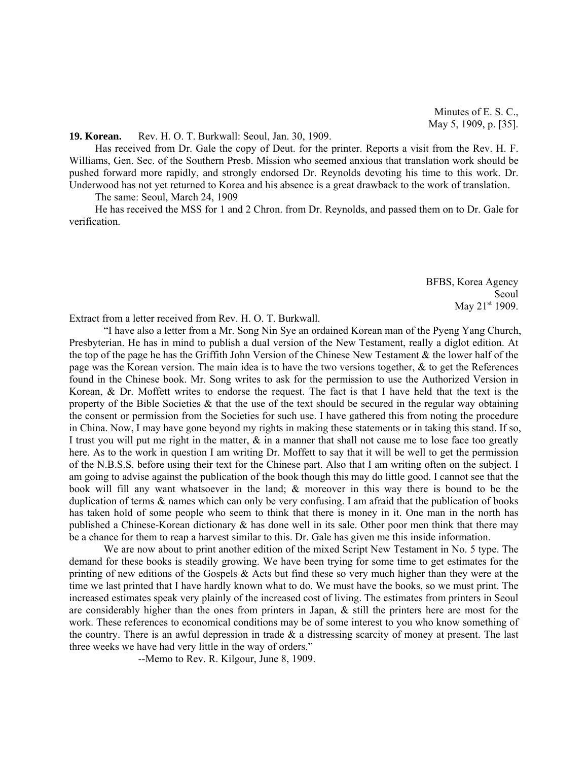Minutes of E. S. C.,
May 5, 1909, p. [35].

**19. Korean.** Rev. H. O. T. Burkwall: Seoul, Jan. 30, 1909.

Has received from Dr. Gale the copy of Deut. for the printer. Reports a visit from the Rev. H. F. Williams, Gen. Sec. of the Southern Presb. Mission who seemed anxious that translation work should be pushed forward more rapidly, and strongly endorsed Dr. Reynolds devoting his time to this work. Dr. Underwood has not yet returned to Korea and his absence is a great drawback to the work of translation.

The same: Seoul, March 24, 1909

He has received the MSS for 1 and 2 Chron. from Dr. Reynolds, and passed them on to Dr. Gale for verification.

BFBS, Korea Agency
Seoul
May 21st 1909.

Extract from a letter received from Rev. H. O. T. Burkwall.

"I have also a letter from a Mr. Song Nin Sye an ordained Korean man of the Pyeng Yang Church, Presbyterian. He has in mind to publish a dual version of the New Testament, really a diglot edition. At the top of the page he has the Griffith John Version of the Chinese New Testament & the lower half of the page was the Korean version. The main idea is to have the two versions together, & to get the References found in the Chinese book. Mr. Song writes to ask for the permission to use the Authorized Version in Korean, & Dr. Moffett writes to endorse the request. The fact is that I have held that the text is the property of the Bible Societies & that the use of the text should be secured in the regular way obtaining the consent or permission from the Societies for such use. I have gathered this from noting the procedure in China. Now, I may have gone beyond my rights in making these statements or in taking this stand. If so, I trust you will put me right in the matter, & in a manner that shall not cause me to lose face too greatly here. As to the work in question I am writing Dr. Moffett to say that it will be well to get the permission of the N.B.S.S. before using their text for the Chinese part. Also that I am writing often on the subject. I am going to advise against the publication of the book though this may do little good. I cannot see that the book will fill any want whatsoever in the land; & moreover in this way there is bound to be the duplication of terms & names which can only be very confusing. I am afraid that the publication of books has taken hold of some people who seem to think that there is money in it. One man in the north has published a Chinese-Korean dictionary & has done well in its sale. Other poor men think that there may be a chance for them to reap a harvest similar to this. Dr. Gale has given me this inside information.

We are now about to print another edition of the mixed Script New Testament in No. 5 type. The demand for these books is steadily growing. We have been trying for some time to get estimates for the printing of new editions of the Gospels & Acts but find these so very much higher than they were at the time we last printed that I have hardly known what to do. We must have the books, so we must print. The increased estimates speak very plainly of the increased cost of living. The estimates from printers in Seoul are considerably higher than the ones from printers in Japan, & still the printers here are most for the work. These references to economical conditions may be of some interest to you who know something of the country. There is an awful depression in trade & a distressing scarcity of money at present. The last three weeks we have had very little in the way of orders."

--Memo to Rev. R. Kilgour, June 8, 1909.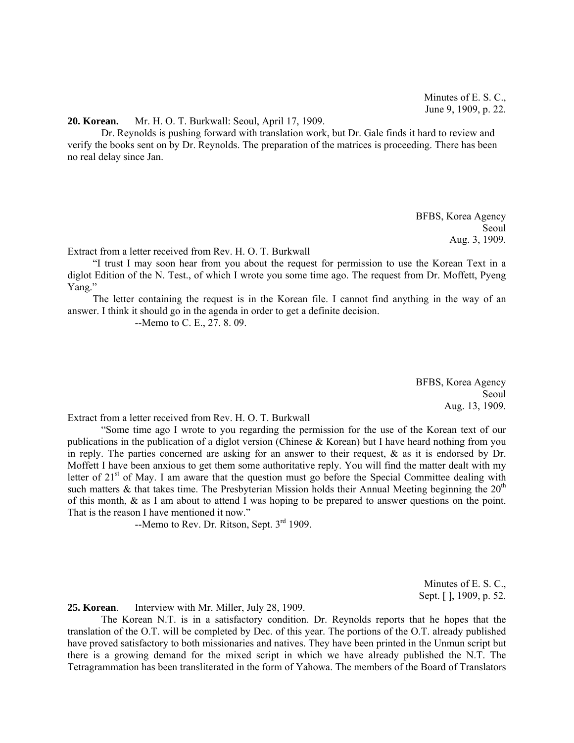Minutes of E. S. C.,
June 9, 1909, p. 22.

**20. Korean.** Mr. H. O. T. Burkwall: Seoul, April 17, 1909.

Dr. Reynolds is pushing forward with translation work, but Dr. Gale finds it hard to review and verify the books sent on by Dr. Reynolds. The preparation of the matrices is proceeding. There has been no real delay since Jan.

BFBS, Korea Agency
Seoul
Aug. 3, 1909.

Extract from a letter received from Rev. H. O. T. Burkwall

"I trust I may soon hear from you about the request for permission to use the Korean Text in a diglot Edition of the N. Test., of which I wrote you some time ago. The request from Dr. Moffett, Pyeng Yang."

The letter containing the request is in the Korean file. I cannot find anything in the way of an answer. I think it should go in the agenda in order to get a definite decision.

--Memo to C. E., 27. 8. 09.

BFBS, Korea Agency
Seoul
Aug. 13, 1909.

Extract from a letter received from Rev. H. O. T. Burkwall

"Some time ago I wrote to you regarding the permission for the use of the Korean text of our publications in the publication of a diglot version (Chinese & Korean) but I have heard nothing from you in reply. The parties concerned are asking for an answer to their request, & as it is endorsed by Dr. Moffett I have been anxious to get them some authoritative reply. You will find the matter dealt with my letter of 21st of May. I am aware that the question must go before the Special Committee dealing with such matters & that takes time. The Presbyterian Mission holds their Annual Meeting beginning the 20th of this month, & as I am about to attend I was hoping to be prepared to answer questions on the point. That is the reason I have mentioned it now."

--Memo to Rev. Dr. Ritson, Sept. 3rd 1909.

Minutes of E. S. C.,
Sept. [ ], 1909, p. 52.

**25. Korean**. Interview with Mr. Miller, July 28, 1909.

The Korean N.T. is in a satisfactory condition. Dr. Reynolds reports that he hopes that the translation of the O.T. will be completed by Dec. of this year. The portions of the O.T. already published have proved satisfactory to both missionaries and natives. They have been printed in the Unmun script but there is a growing demand for the mixed script in which we have already published the N.T. The Tetragrammation has been transliterated in the form of Yahowa. The members of the Board of Translators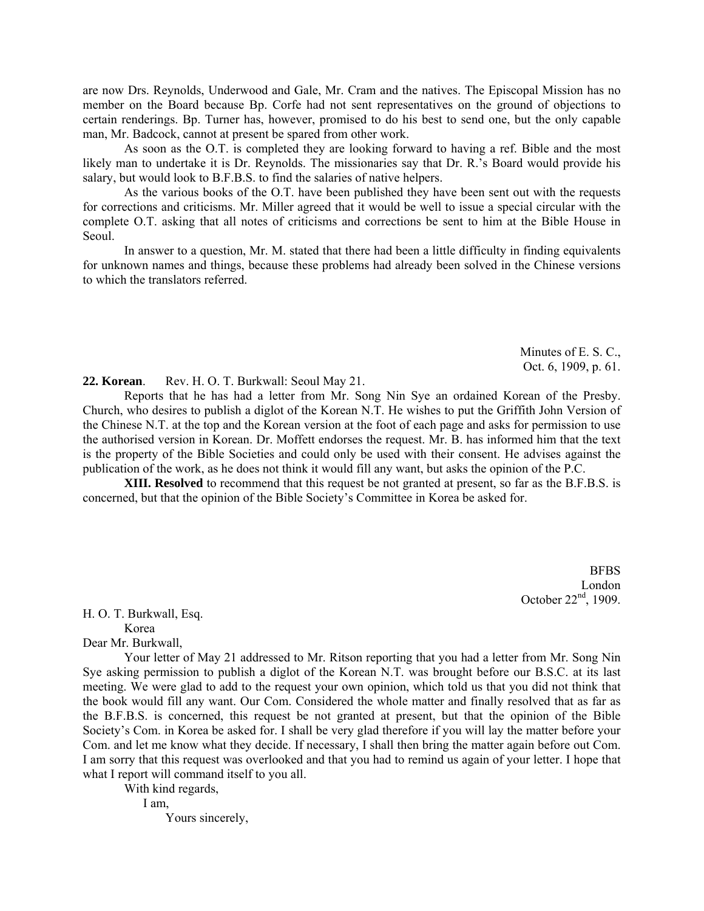are now Drs. Reynolds, Underwood and Gale, Mr. Cram and the natives. The Episcopal Mission has no member on the Board because Bp. Corfe had not sent representatives on the ground of objections to certain renderings. Bp. Turner has, however, promised to do his best to send one, but the only capable man, Mr. Badcock, cannot at present be spared from other work.

As soon as the O.T. is completed they are looking forward to having a ref. Bible and the most likely man to undertake it is Dr. Reynolds. The missionaries say that Dr. R.'s Board would provide his salary, but would look to B.F.B.S. to find the salaries of native helpers.

As the various books of the O.T. have been published they have been sent out with the requests for corrections and criticisms. Mr. Miller agreed that it would be well to issue a special circular with the complete O.T. asking that all notes of criticisms and corrections be sent to him at the Bible House in Seoul.

In answer to a question, Mr. M. stated that there had been a little difficulty in finding equivalents for unknown names and things, because these problems had already been solved in the Chinese versions to which the translators referred.

Minutes of E. S. C.,
Oct. 6, 1909, p. 61.

**22. Korean**. Rev. H. O. T. Burkwall: Seoul May 21.

Reports that he has had a letter from Mr. Song Nin Sye an ordained Korean of the Presby. Church, who desires to publish a diglot of the Korean N.T. He wishes to put the Griffith John Version of the Chinese N.T. at the top and the Korean version at the foot of each page and asks for permission to use the authorised version in Korean. Dr. Moffett endorses the request. Mr. B. has informed him that the text is the property of the Bible Societies and could only be used with their consent. He advises against the publication of the work, as he does not think it would fill any want, but asks the opinion of the P.C.

**XIII. Resolved** to recommend that this request be not granted at present, so far as the B.F.B.S. is concerned, but that the opinion of the Bible Society's Committee in Korea be asked for.

BFBS
London
October 22nd, 1909.

H. O. T. Burkwall, Esq.
Korea

Dear Mr. Burkwall,

Your letter of May 21 addressed to Mr. Ritson reporting that you had a letter from Mr. Song Nin Sye asking permission to publish a diglot of the Korean N.T. was brought before our B.S.C. at its last meeting. We were glad to add to the request your own opinion, which told us that you did not think that the book would fill any want. Our Com. Considered the whole matter and finally resolved that as far as the B.F.B.S. is concerned, this request be not granted at present, but that the opinion of the Bible Society's Com. in Korea be asked for. I shall be very glad therefore if you will lay the matter before your Com. and let me know what they decide. If necessary, I shall then bring the matter again before out Com. I am sorry that this request was overlooked and that you had to remind us again of your letter. I hope that what I report will command itself to you all.

With kind regards,

I am,

Yours sincerely,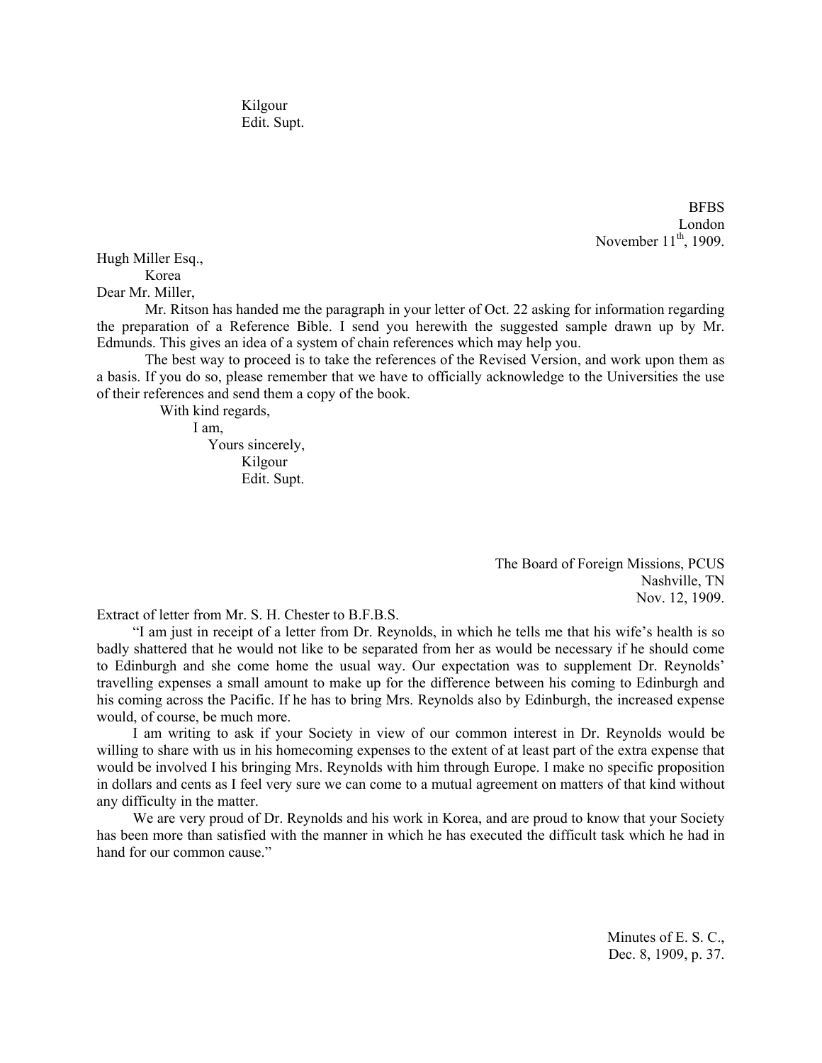Kilgour
Edit. Supt.

BFBS
London
November 11th, 1909.

Hugh Miller Esq.,
Korea

Dear Mr. Miller,

Mr. Ritson has handed me the paragraph in your letter of Oct. 22 asking for information regarding the preparation of a Reference Bible. I send you herewith the suggested sample drawn up by Mr. Edmunds. This gives an idea of a system of chain references which may help you.

The best way to proceed is to take the references of the Revised Version, and work upon them as a basis. If you do so, please remember that we have to officially acknowledge to the Universities the use of their references and send them a copy of the book.

With kind regards,
I am,
Yours sincerely,
Kilgour
Edit. Supt.

The Board of Foreign Missions, PCUS
Nashville, TN
Nov. 12, 1909.

Extract of letter from Mr. S. H. Chester to B.F.B.S.

"I am just in receipt of a letter from Dr. Reynolds, in which he tells me that his wife's health is so badly shattered that he would not like to be separated from her as would be necessary if he should come to Edinburgh and she come home the usual way. Our expectation was to supplement Dr. Reynolds' travelling expenses a small amount to make up for the difference between his coming to Edinburgh and his coming across the Pacific. If he has to bring Mrs. Reynolds also by Edinburgh, the increased expense would, of course, be much more.

I am writing to ask if your Society in view of our common interest in Dr. Reynolds would be willing to share with us in his homecoming expenses to the extent of at least part of the extra expense that would be involved I his bringing Mrs. Reynolds with him through Europe. I make no specific proposition in dollars and cents as I feel very sure we can come to a mutual agreement on matters of that kind without any difficulty in the matter.

We are very proud of Dr. Reynolds and his work in Korea, and are proud to know that your Society has been more than satisfied with the manner in which he has executed the difficult task which he had in hand for our common cause."

Minutes of E. S. C.,
Dec. 8, 1909, p. 37.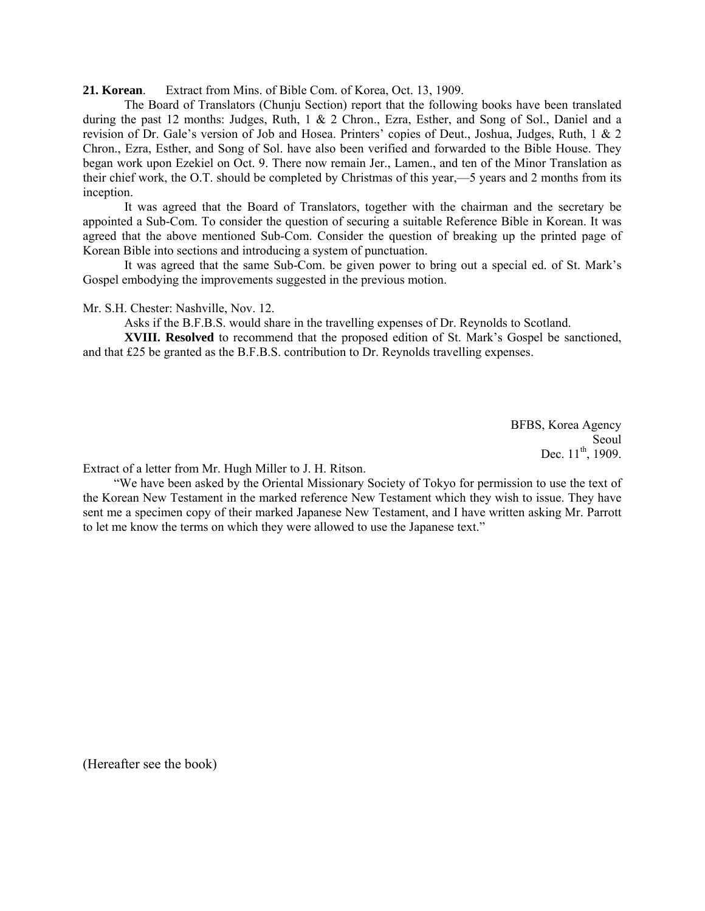**21. Korean**. Extract from Mins. of Bible Com. of Korea, Oct. 13, 1909.

The Board of Translators (Chunju Section) report that the following books have been translated during the past 12 months: Judges, Ruth, 1 & 2 Chron., Ezra, Esther, and Song of Sol., Daniel and a revision of Dr. Gale's version of Job and Hosea. Printers' copies of Deut., Joshua, Judges, Ruth, 1 & 2 Chron., Ezra, Esther, and Song of Sol. have also been verified and forwarded to the Bible House. They began work upon Ezekiel on Oct. 9. There now remain Jer., Lamen., and ten of the Minor Translation as their chief work, the O.T. should be completed by Christmas of this year,—5 years and 2 months from its inception.

It was agreed that the Board of Translators, together with the chairman and the secretary be appointed a Sub-Com. To consider the question of securing a suitable Reference Bible in Korean. It was agreed that the above mentioned Sub-Com. Consider the question of breaking up the printed page of Korean Bible into sections and introducing a system of punctuation.

It was agreed that the same Sub-Com. be given power to bring out a special ed. of St. Mark's Gospel embodying the improvements suggested in the previous motion.

Mr. S.H. Chester: Nashville, Nov. 12.

Asks if the B.F.B.S. would share in the travelling expenses of Dr. Reynolds to Scotland.

**XVIII. Resolved** to recommend that the proposed edition of St. Mark's Gospel be sanctioned, and that £25 be granted as the B.F.B.S. contribution to Dr. Reynolds travelling expenses.

BFBS, Korea Agency
Seoul
Dec. 11th, 1909.

Extract of a letter from Mr. Hugh Miller to J. H. Ritson.

"We have been asked by the Oriental Missionary Society of Tokyo for permission to use the text of the Korean New Testament in the marked reference New Testament which they wish to issue. They have sent me a specimen copy of their marked Japanese New Testament, and I have written asking Mr. Parrott to let me know the terms on which they were allowed to use the Japanese text."

(Hereafter see the book)